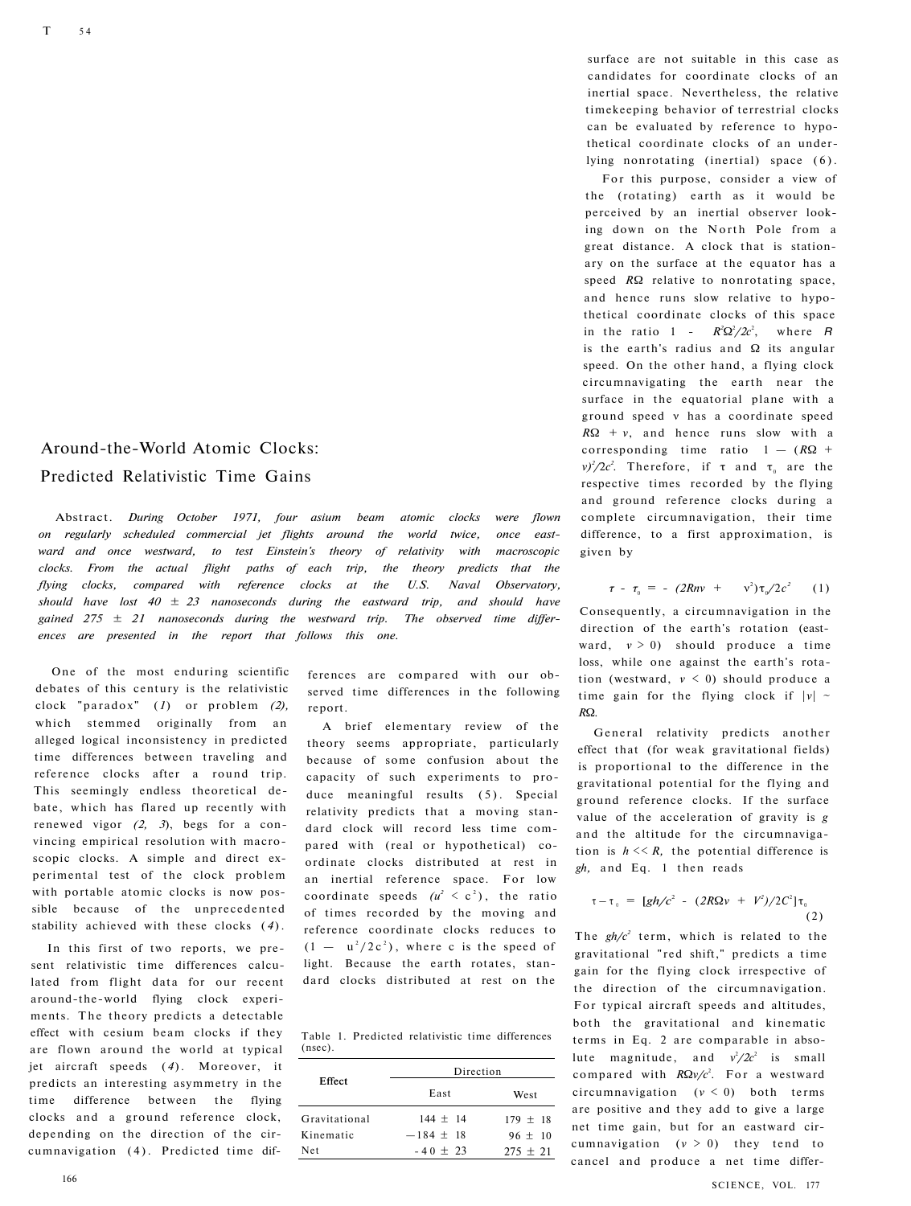# Around-the-World Atomic Clocks: Predicted Relativistic Time Gains

Abstract. *During October 1971, four cesium beam atomic clocks were flown on regularly scheduled commercial jet flights around the world twice, once eastward and once westward, to test Einstein's theory of relativity with macroscopic clocks. From the actual flight paths of each trip, the theory predicts that the flying clocks, compared with reference clocks at the U.S. Naval Observatory, should have lost 40 ± 23 nanoseconds during the eastward trip, and should have gained 275 ± 21 nanoseconds during the westward trip. The observed time differences are presented in the report that follows this one.*

One of the most enduring scientific debates of this century is the relativistic clock "paradox" (*1*) or problem (*2*), which stemmed originally from an alleged logical inconsistency in predicted time differences between traveling and reference clocks after a round trip. This seemingly endless theoretical debate, which has flared up recently with renewed vigor (*2, 3*), begs for a convincing empirical resolution with macroscopic clocks. A simple and direct experimental test of the clock problem with portable atomic clocks is now possible because of the unprecedented stability achieved with these clocks (*4*).

In this first of two reports, we present relativistic time differences calculated from flight data for our recent around-the-world flying clock experiments. The theory predicts a detectable effect with cesium beam clocks if they are flown around the world at typical jet aircraft speeds (*4*). Moreover, it predicts an interesting asymmetry in the time difference between the flying clocks and a ground reference clock, depending on the direction of the circumnavigation (*4*). Predicted time differences are compared with our observed time differences in the following report.

A brief elementary review of the theory seems appropriate, particularly because of some confusion about the capacity of such experiments to produce meaningful results (*5*). Special relativity predicts that a moving standard clock will record less time compared with (real or hypothetical) coordinate clocks distributed at rest in an inertial reference space. For low coordinate speeds ($u^2 < c^2$), the ratio of times recorded by the moving and reference coordinate clocks reduces to $(1 - u^2/2c^2)$, where c is the speed of light. Because the earth rotates, standard clocks distributed at rest on the surface are not suitable in this case as candidates for coordinate clocks of an inertial space. Nevertheless, the relative timekeeping behavior of terrestrial clocks can be evaluated by reference to hypothetical coordinate clocks of an underlying nonrotating (inertial) space (*6*).

Table 1. Predicted relativistic time differences (nsec).

| Effect | Direction | |
|---|---|---|
| | East | West |
| Gravitational | 144 ± 14 | 179 ± 18 |
| Kinematic | −184 ± 18 | 96 ± 10 |
| Net | −40 ± 23 | 275 ± 21 |

For this purpose, consider a view of the (rotating) earth as it would be perceived by an inertial observer looking down on the North Pole from a great distance. A clock that is stationary on the surface at the equator has a speed $R\Omega$ relative to nonrotating space, and hence runs slow relative to hypothetical coordinate clocks of this space in the ratio $1 - R^2\Omega^2/2c^2$, where $R$ is the earth's radius and $\Omega$ its angular speed. On the other hand, a flying clock circumnavigating the earth near the surface in the equatorial plane with a ground speed v has a coordinate speed $R\Omega + v$, and hence runs slow with a corresponding time ratio $1 - (R\Omega + v)^2/2c^2$. Therefore, if $\tau$ and $\tau_0$ are the respective times recorded by the flying and ground reference clocks during a complete circumnavigation, their time difference, to a first approximation, is given by

$$\tau - \tau_0 = -(2R\Omega v + v^2)\tau_0/2c^2 \quad (1)$$

Consequently, a circumnavigation in the direction of the earth's rotation (eastward, $v > 0$) should produce a time loss, while one against the earth's rotation (westward, $v < 0$) should produce a time gain for the flying clock if $|v| \sim R\Omega$.

General relativity predicts another effect that (for weak gravitational fields) is proportional to the difference in the gravitational potential for the flying and ground reference clocks. If the surface value of the acceleration of gravity is $g$ and the altitude for the circumnavigation is $h << R$, the potential difference is $gh$, and Eq. 1 then reads

$$\tau - \tau_0 = [gh/c^2 - (2R\Omega v + v^2)/2c^2]\tau_0 \quad (2)$$

The $gh/c^2$ term, which is related to the gravitational "red shift," predicts a time gain for the flying clock irrespective of the direction of the circumnavigation. For typical aircraft speeds and altitudes, both the gravitational and kinematic terms in Eq. 2 are comparable in absolute magnitude, and $v^2/2c^2$ is small compared with $R\Omega v/c^2$. For a westward circumnavigation ($v < 0$) both terms are positive and they add to give a large net time gain, but for an eastward circumnavigation ($v > 0$) they tend to cancel and produce a net time differ-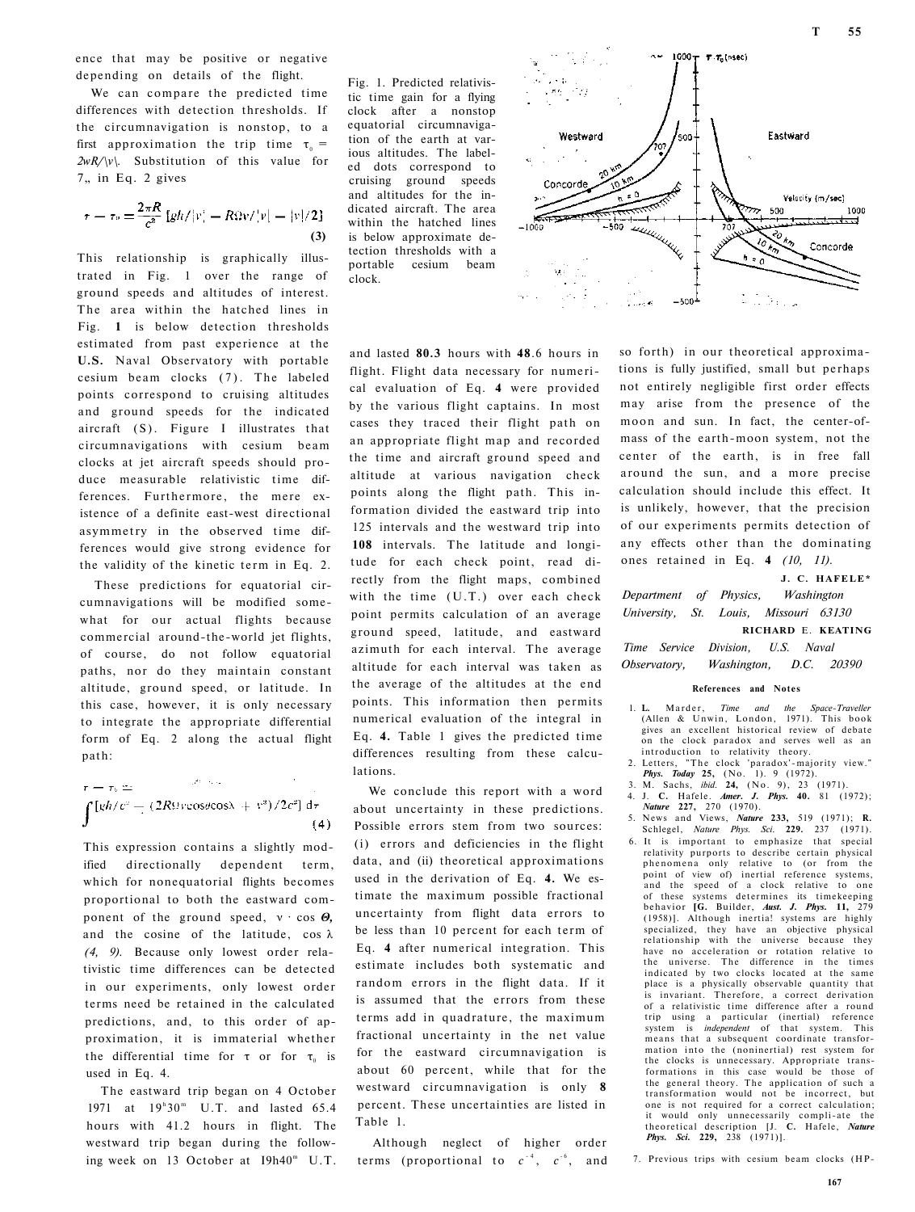ence that may be positive or negative depending on details of the flight.

We can compare the predicted time differences with detection thresholds. If the circumnavigation is nonstop, to a first approximation the trip time $\tau_0 = 2\pi R/|v|$. Substitution of this value for $\tau_0$ in Eq. 2 gives

$$\tau - \tau_0 = \frac{2\pi R}{c^2}\left[gh/|v| - R\Omega v/|v| - |v|/2\right] \qquad (3)$$

This relationship is graphically illustrated in Fig. 1 over the range of ground speeds and altitudes of interest. The area within the hatched lines in Fig. **1** is below detection thresholds estimated from past experience at the **U.S.** Naval Observatory with portable cesium beam clocks (7). The labeled points correspond to cruising altitudes and ground speeds for the indicated aircraft (8). Figure 1 illustrates that circumnavigations with cesium beam clocks at jet aircraft speeds should produce measurable relativistic time differences. Furthermore, the mere existence of a definite east-west directional asymmetry in the observed time differences would give strong evidence for the validity of the kinetic term in Eq. 2.

Fig. 1. Predicted relativistic time gain for a flying clock after a nonstop equatorial circumnavigation of the earth at various altitudes. The labeled dots correspond to cruising ground speeds and altitudes for the indicated aircraft. The area within the hatched lines is below approximate detection thresholds with a portable cesium beam clock.

These predictions for equatorial circumnavigations will be modified somewhat for our actual flights because commercial around-the-world jet flights, of course, do not follow equatorial paths, nor do they maintain constant altitude, ground speed, or latitude. In this case, however, it is only necessary to integrate the appropriate differential form of Eq. 2 along the actual flight path:

$$\tau - \tau_0 = \int\left[gh/c^2 - (2R\Omega v\cos\theta\cos\lambda + v^2)/2c^2\right]d\tau \qquad (4)$$

This expression contains a slightly modified directionally dependent term, which for nonequatorial flights becomes proportional to both the eastward component of the ground speed, $v \cdot \cos\theta$, and the cosine of the latitude, $\cos\lambda$ *(4, 9).* Because only lowest order relativistic time differences can be detected in our experiments, only lowest order terms need be retained in the calculated predictions, and, to this order of approximation, it is immaterial whether the differential time for $\tau$ or for $\tau_0$ is used in Eq. 4.

The eastward trip began on 4 October 1971 at $19^h30^m$ U.T. and lasted 65.4 hours with 41.2 hours in flight. The westward trip began during the following week on 13 October at $19^h40^m$ U.T. and lasted **80.3** hours with **48**.6 hours in flight. Flight data necessary for numerical evaluation of Eq. **4** were provided by the various flight captains. In most cases they traced their flight path on an appropriate flight map and recorded the time and aircraft ground speed and altitude at various navigation check points along the flight path. This information divided the eastward trip into 125 intervals and the westward trip into **108** intervals. The latitude and longitude for each check point, read directly from the flight maps, combined with the time (U.T.) over each check point permits calculation of an average ground speed, latitude, and eastward azimuth for each interval. The average altitude for each interval was taken as the average of the altitudes at the end points. This information then permits numerical evaluation of the integral in Eq. **4.** Table 1 gives the predicted time differences resulting from these calculations.

We conclude this report with a word about uncertainty in these predictions. Possible errors stem from two sources: (i) errors and deficiencies in the flight data, and (ii) theoretical approximations used in the derivation of Eq. **4.** We estimate the maximum possible fractional uncertainty from flight data errors to be less than 10 percent for each term of Eq. **4** after numerical integration. This estimate includes both systematic and random errors in the flight data. If it is assumed that the errors from these terms add in quadrature, the maximum fractional uncertainty in the net value for the eastward circumnavigation is about 60 percent, while that for the westward circumnavigation is only **8** percent. These uncertainties are listed in Table 1.

Although neglect of higher order terms (proportional to $c^{-4}$, $c^{-6}$, and so forth) in our theoretical approximations is fully justified, small but perhaps not entirely negligible first order effects may arise from the presence of the moon and sun. In fact, the center-of-mass of the earth-moon system, not the center of the earth, is in free fall around the sun, and a more precise calculation should include this effect. It is unlikely, however, that the precision of our experiments permits detection of any effects other than the dominating ones retained in Eq. **4** *(10, 11).*

**J. C. HAFELE\***

*Department of Physics, Washington University, St. Louis, Missouri 63130*

**RICHARD E. KEATING**

*Time Service Division, U.S. Naval Observatory, Washington, D.C. 20390*

### References and Notes

1. **L.** Marder, *Time and the Space-Traveller* (Allen & Unwin, London, 1971). This book gives an excellent historical review of debate on the clock paradox and serves well as an introduction to relativity theory.
2. Letters, "The clock 'paradox'-majority view." *Phys. Today* **25,** (No. 1). 9 (1972).
3. M. Sachs, *ibid.* **24,** (No. 9), 23 (1971).
4. J. **C.** Hafele. *Amer. J. Phys.* **40.** 81 (1972); *Nature* **227,** 270 (1970).
5. News and Views, *Nature* **233,** 519 (1971); **R.** Schlegel, *Nature Phys. Sci.* **229.** 237 (1971).
6. It is important to emphasize that special relativity purports to describe certain physical phenomena only relative to (or from the point of view of) inertial reference systems, and the speed of a clock relative to one of these systems determines its timekeeping behavior [**G.** Builder, *Aust. J. Phys.* **11,** 279 (1958)]. Although inertial systems are highly specialized, they have an objective physical relationship with the universe because they have no acceleration or rotation relative to the universe. The difference in the times indicated by two clocks located at the same place is a physically observable quantity that is invariant. Therefore, a correct derivation of a relativistic time difference after a round trip using a particular (inertial) reference system is *independent* of that system. This means that a subsequent coordinate transformation into the (noninertial) rest system for the clocks is unnecessary. Appropriate transformations in this case would be those of the general theory. The application of such a transformation would not be incorrect, but one is not required for a correct calculation; it would only unnecessarily complicate the theoretical description [J. **C.** Hafele, *Nature Phys. Sci.* **229,** 238 (1971)].
7. Previous trips with cesium beam clocks (HP-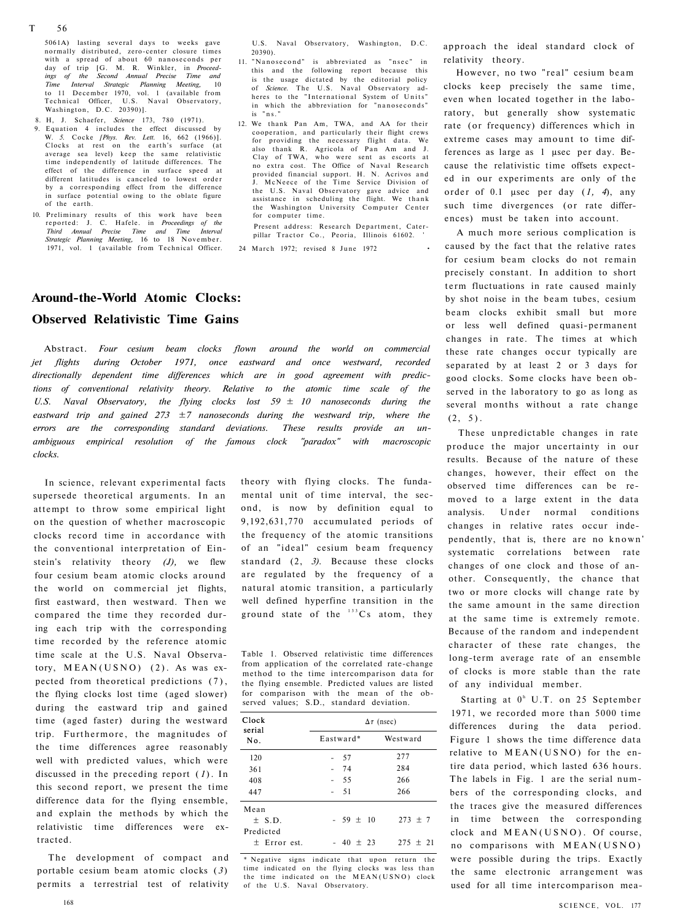5061A) lasting several days to weeks gave normally distributed, zero-center closure times with a spread of about 60 nanoseconds per day of trip [G. M. R. Winkler, in *Proceedings of the Second Annual Precise Time and Time Interval Strategic Planning Meeting*, 10 to 11 December 1970, vol. 1 (available from Technical Officer, U.S. Naval Observatory, Washington, D.C. 20390)].

8. H. J. Schaefer, *Science* 173, 780 (1971).
9. Equation 4 includes the effect discussed by W. J. Cocke [*Phys. Rev. Lett.* 16, 662 (1966)]. Clocks at rest on the earth's surface (at average sea level) keep the same relativistic time independently of latitude differences. The effect of the difference in surface speed at different latitudes is canceled to lowest order by a corresponding effect from the difference in surface potential owing to the oblate figure of the earth.
10. Preliminary results of this work have been reported: J. C. Hafele. in *Proceedings of the Third Annual Precise Time and Time Interval Strategic Planning Meeting*, 16 to 18 November. 1971, vol. 1 (available from Technical Officer. U.S. Naval Observatory, Washington, D.C. 20390).
11. "Nanosecond" is abbreviated as "nsec" in this and the following report because this is the usage dictated by the editorial policy of *Science*. The U.S. Naval Observatory adheres to the "International System of Units" in which the abbreviation for "nanoseconds" is "ns."
12. We thank Pan Am, TWA, and AA for their cooperation, and particularly their flight crews for providing the necessary flight data. We also thank R. Agricola of Pan Am and J. Clay of TWA, who were sent as escorts at no extra cost. The Office of Naval Research provided financial support. H. N. Acrivos and J. McNeece of the Time Service Division of the U.S. Naval Observatory gave advice and assistance in scheduling the flight. We thank the Washington University Computer Center for computer time.

Present address: Research Department, Caterpillar Tractor Co., Peoria, Illinois 61602.

24 March 1972; revised 8 June 1972

# Around-the-World Atomic Clocks: Observed Relativistic Time Gains

Abstract. *Four cesium beam clocks flown around the world on commercial jet flights during October 1971, once eastward and once westward, recorded directionally dependent time differences which are in good agreement with predictions of conventional relativity theory. Relative to the atomic time scale of the U.S. Naval Observatory, the flying clocks lost 59 ± 10 nanoseconds during the eastward trip and gained 273 ± 7 nanoseconds during the westward trip, where the errors are the corresponding standard deviations. These results provide an unambiguous empirical resolution of the famous clock "paradox" with macroscopic clocks.*

In science, relevant experimental facts supersede theoretical arguments. In an attempt to throw some empirical light on the question of whether macroscopic clocks record time in accordance with the conventional interpretation of Einstein's relativity theory (*1*), we flew four cesium beam atomic clocks around the world on commercial jet flights, first eastward, then westward. Then we compared the time they recorded during each trip with the corresponding time recorded by the reference atomic time scale at the U.S. Naval Observatory, MEAN(USNO) (2). As was expected from theoretical predictions (*1*), the flying clocks lost time (aged slower) during the eastward trip and gained time (aged faster) during the westward trip. Furthermore, the magnitudes of the time differences agree reasonably well with predicted values, which were discussed in the preceding report (*1*). In this second report, we present the time difference data for the flying ensemble, and explain the methods by which the relativistic time differences were extracted.

The development of compact and portable cesium beam atomic clocks (*3*) permits a terrestrial test of relativity theory with flying clocks. The fundamental unit of time interval, the second, is now by definition equal to 9,192,631,770 accumulated periods of the frequency of the atomic transitions of an "ideal" cesium beam frequency standard (*2, 3*). Because these clocks are regulated by the frequency of a natural atomic transition, a particularly well defined hyperfine transition in the ground state of the $^{133}$Cs atom, they approach the ideal standard clock of relativity theory.

Table 1. Observed relativistic time differences from application of the correlated rate-change method to the time intercomparison data for the flying ensemble. Predicted values are listed for comparison with the mean of the observed values; S.D., standard deviation.

| Clock serial No. | $\Delta\tau$ (nsec) | |
|---|---|---|
| | Eastward* | Westward |
| 120 | − 57 | 277 |
| 361 | − 74 | 284 |
| 408 | − 55 | 266 |
| 447 | − 51 | 266 |
| Mean ± S.D. | − 59 ± 10 | 273 ± 7 |
| Predicted ± Error est. | − 40 ± 23 | 275 ± 21 |

\* Negative signs indicate that upon return the time indicated on the flying clocks was less than the time indicated on the MEAN(USNO) clock of the U.S. Naval Observatory.

However, no two "real" cesium beam clocks keep precisely the same time, even when located together in the laboratory, but generally show systematic rate (or frequency) differences which in extreme cases may amount to time differences as large as 1 μsec per day. Because the relativistic time offsets expected in our experiments are only of the order of 0.1 μsec per day (*1, 4*), any such time divergences (or rate differences) must be taken into account.

A much more serious complication is caused by the fact that the relative rates for cesium beam clocks do not remain precisely constant. In addition to short term fluctuations in rate caused mainly by shot noise in the beam tubes, cesium beam clocks exhibit small but more or less well defined quasi-permanent changes in rate. The times at which these rate changes occur typically are separated by at least 2 or 3 days for good clocks. Some clocks have been observed in the laboratory to go as long as several months without a rate change (2, 5).

These unpredictable changes in rate produce the major uncertainty in our results. Because of the nature of these changes, however, their effect on the observed time differences can be removed to a large extent in the data analysis. Under normal conditions changes in relative rates occur independently, that is, there are no known systematic correlations between rate changes of one clock and those of another. Consequently, the chance that two or more clocks will change rate by the same amount in the same direction at the same time is extremely remote. Because of the random and independent character of these rate changes, the long-term average rate of an ensemble of clocks is more stable than the rate of any individual member.

Starting at $0^{h}$ U.T. on 25 September 1971, we recorded more than 5000 time differences during the data period. Figure 1 shows the time difference data relative to MEAN(USNO) for the entire data period, which lasted 636 hours. The labels in Fig. 1 are the serial numbers of the corresponding clocks, and the traces give the measured differences in time between the corresponding clock and MEAN(USNO). Of course, no comparisons with MEAN(USNO) were possible during the trips. Exactly the same electronic arrangement was used for all time intercomparison mea-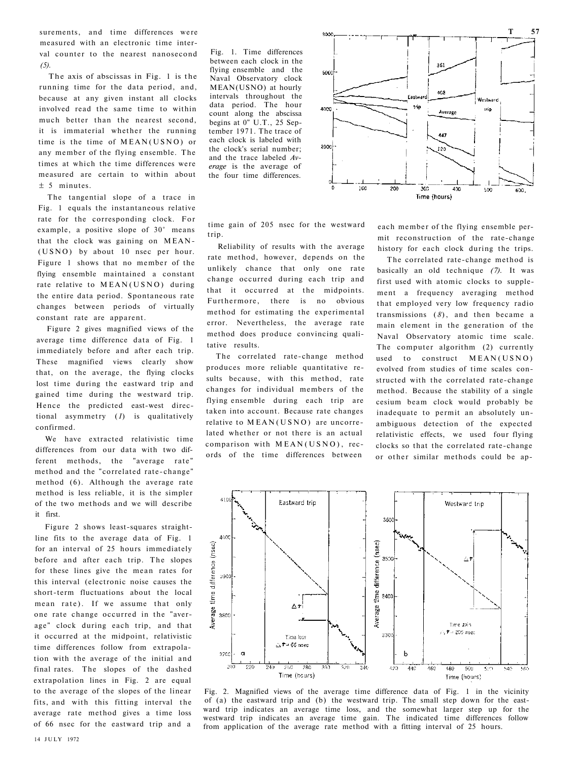surements, and time differences were measured with an electronic time interval counter to the nearest nanosecond *(5).*

The axis of abscissas in Fig. 1 is the running time for the data period, and, because at any given instant all clocks involved read the same time to within much better than the nearest second, it is immaterial whether the running time is the time of MEAN(USNO) or any member of the flying ensemble. The times at which the time differences were measured are certain to within about ± 5 minutes.

The tangential slope of a trace in Fig. 1 equals the instantaneous relative rate for the corresponding clock. For example, a positive slope of 30° means that the clock was gaining on MEAN-(USNO) by about 10 nsec per hour. Figure 1 shows that no member of the flying ensemble maintained a constant rate relative to MEAN(USNO) during the entire data period. Spontaneous rate changes between periods of virtually constant rate are apparent.

Figure 2 gives magnified views of the average time difference data of Fig. 1 immediately before and after each trip. These magnified views clearly show that, on the average, the flying clocks lost time during the eastward trip and gained time during the westward trip. Hence the predicted east-west directional asymmetry *(1)* is qualitatively confirmed.

We have extracted relativistic time differences from our data with two different methods, the "average rate" method and the "correlated rate-change" method (6). Although the average rate method is less reliable, it is the simpler of the two methods and we will describe it first.

Figure 2 shows least-squares straight-line fits to the average data of Fig. 1 for an interval of 25 hours immediately before and after each trip. The slopes for these lines give the mean rates for this interval (electronic noise causes the short-term fluctuations about the local mean rate). If we assume that only one rate change occurred in the "average" clock during each trip, and that it occurred at the midpoint, relativistic time differences follow from extrapolation with the average of the initial and final rates. The slopes of the dashed extrapolation lines in Fig. 2 are equal to the average of the slopes of the linear fits, and with this fitting interval the average rate method gives a time loss of 66 nsec for the eastward trip and a time gain of 205 nsec for the westward trip.

Fig. 1. Time differences between each clock in the flying ensemble and the Naval Observatory clock MEAN(USNO) at hourly intervals throughout the data period. The hour count along the abscissa begins at 0^h U.T., 25 September 1971. The trace of each clock is labeled with the clock's serial number; and the trace labeled *Average* is the average of the four time differences.

Reliability of results with the average rate method, however, depends on the unlikely chance that only one rate change occurred during each trip and that it occurred at the midpoints. Furthermore, there is no obvious method for estimating the experimental error. Nevertheless, the average rate method does produce convincing qualitative results.

The correlated rate-change method produces more reliable quantitative results because, with this method, rate changes for individual members of the flying ensemble during each trip are taken into account. Because rate changes relative to MEAN(USNO) are uncorrelated whether or not there is an actual comparison with MEAN(USNO), records of the time differences between each member of the flying ensemble permit reconstruction of the rate-change history for each clock during the trips.

The correlated rate-change method is basically an old technique *(7).* It was first used with atomic clocks to supplement a frequency averaging method that employed very low frequency radio transmissions *(8)*, and then became a main element in the generation of the Naval Observatory atomic time scale. The computer algorithm (2) currently used to construct MEAN(USNO) evolved from studies of time scales constructed with the correlated rate-change method. Because the stability of a single cesium beam clock would probably be inadequate to permit an absolutely unambiguous detection of the expected relativistic effects, we used four flying clocks so that the correlated rate-change or other similar methods could be ap-

Fig. 2. Magnified views of the average time difference data of Fig. 1 in the vicinity of (a) the eastward trip and (b) the westward trip. The small step down for the eastward trip indicates an average time loss, and the somewhat larger step up for the westward trip indicates an average time gain. The indicated time differences follow from application of the average rate method with a fitting interval of 25 hours.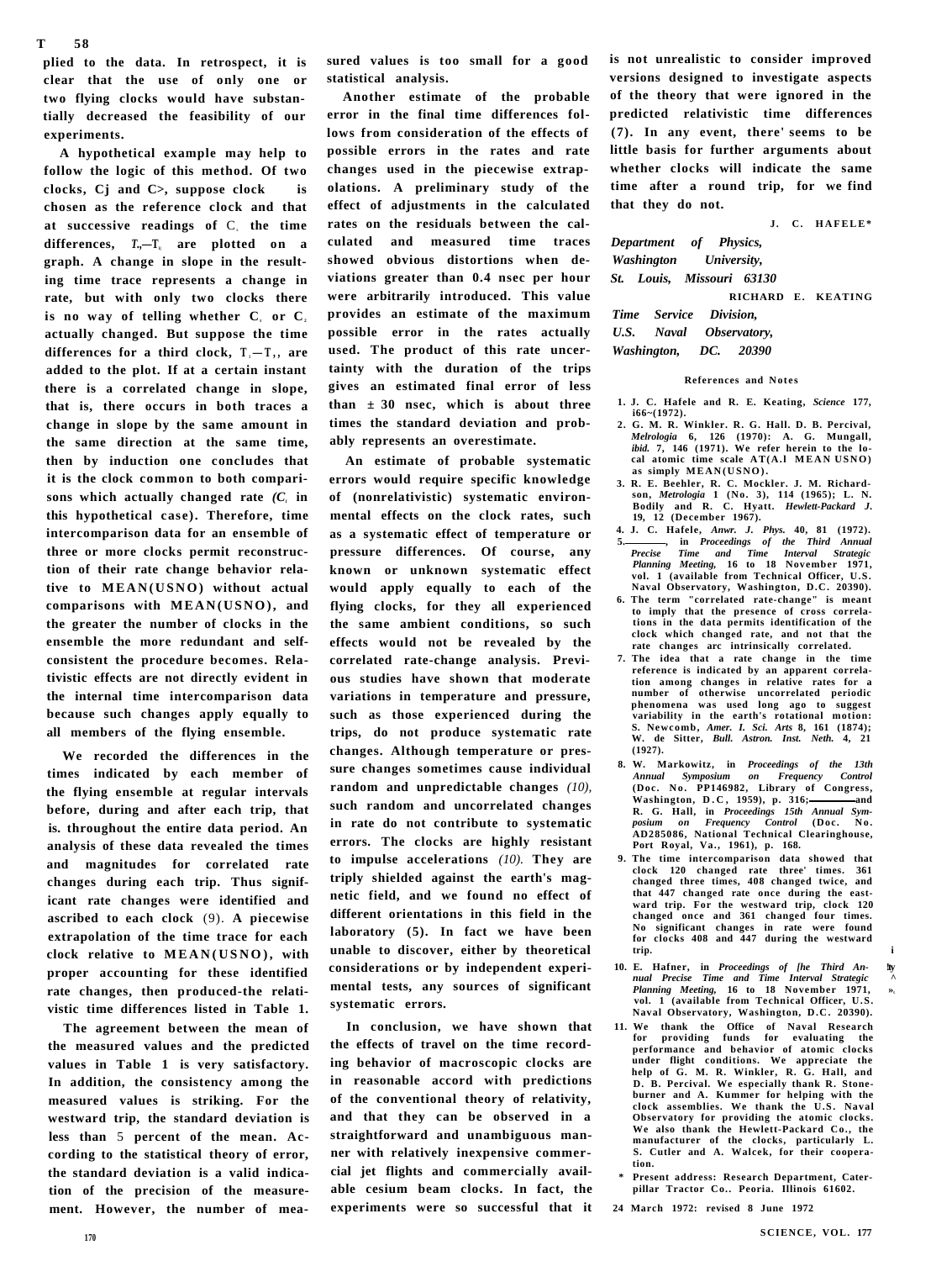plied to the data. In retrospect, it is clear that the use of only one or two flying clocks would have substantially decreased the feasibility of our experiments.

A hypothetical example may help to follow the logic of this method. Of two clocks, $C_1$ and $C_2$, suppose clock $C_2$ is chosen as the reference clock and that at successive readings of $C_2$ the time differences, $T_1 - T_2$, are plotted on a graph. A change in slope in the resulting time trace represents a change in rate, but with only two clocks there is no way of telling whether $C_1$ or $C_2$ actually changed. But suppose the time differences for a third clock, $T_3 - T_2$, are added to the plot. If at a certain instant there is a correlated change in slope, that is, there occurs in both traces a change in slope by the same amount in the same direction at the same time, then by induction one concludes that it is the clock common to both comparisons which actually changed rate ($C_2$ in this hypothetical case). Therefore, time intercomparison data for an ensemble of three or more clocks permit reconstruction of their rate change behavior relative to MEAN(USNO) without actual comparisons with MEAN(USNO), and the greater the number of clocks in the ensemble the more redundant and self-consistent the procedure becomes. Relativistic effects are not directly evident in the internal time intercomparison data because such changes apply equally to all members of the flying ensemble.

We recorded the differences in the times indicated by each member of the flying ensemble at regular intervals before, during and after each trip, that is. throughout the entire data period. An analysis of these data revealed the times and magnitudes for correlated rate changes during each trip. Thus significant rate changes were identified and ascribed to each clock (9). A piecewise extrapolation of the time trace for each clock relative to MEAN(USNO), with proper accounting for these identified rate changes, then produced the relativistic time differences listed in Table 1.

The agreement between the mean of the measured values and the predicted values in Table 1 is very satisfactory. In addition, the consistency among the measured values is striking. For the westward trip, the standard deviation is less than 5 percent of the mean. According to the statistical theory of error, the standard deviation is a valid indication of the precision of the measurement. However, the number of measured values is too small for a good statistical analysis.

Another estimate of the probable error in the final time differences follows from consideration of the effects of possible errors in the rates and rate changes used in the piecewise extrapolations. A preliminary study of the effect of adjustments in the calculated rates on the residuals between the calculated and measured time traces showed obvious distortions when deviations greater than 0.4 nsec per hour were arbitrarily introduced. This value provides an estimate of the maximum possible error in the rates actually used. The product of this rate uncertainty with the duration of the trips gives an estimated final error of less than $\pm$ 30 nsec, which is about three times the standard deviation and probably represents an overestimate.

An estimate of probable systematic errors would require specific knowledge of (nonrelativistic) systematic environmental effects on the clock rates, such as a systematic effect of temperature or pressure differences. Of course, any known or unknown systematic effect would apply equally to each of the flying clocks, for they all experienced the same ambient conditions, so such effects would not be revealed by the correlated rate-change analysis. Previous studies have shown that moderate variations in temperature and pressure, such as those experienced during the trips, do not produce systematic rate changes. Although temperature or pressure changes sometimes cause individual random and unpredictable changes *(10),* such random and uncorrelated changes in rate do not contribute to systematic errors. The clocks are highly resistant to impulse accelerations *(10).* They are triply shielded against the earth's magnetic field, and we found no effect of different orientations in this field in the laboratory (5). In fact we have been unable to discover, either by theoretical considerations or by independent experimental tests, any sources of significant systematic errors.

In conclusion, we have shown that the effects of travel on the time recording behavior of macroscopic clocks are in reasonable accord with predictions of the conventional theory of relativity, and that they can be observed in a straightforward and unambiguous manner with relatively inexpensive commercial jet flights and commercially available cesium beam clocks. In fact, the experiments were so successful that it is not unrealistic to consider improved versions designed to investigate aspects of the theory that were ignored in the predicted relativistic time differences (7). In any event, there seems to be little basis for further arguments about whether clocks will indicate the same time after a round trip, for we find that they do not.

J. C. HAFELE*

*Department of Physics,*
*Washington University,*
*St. Louis, Missouri 63130*

RICHARD E. KEATING

*Time Service Division,*
*U.S. Naval Observatory,*
*Washington, DC. 20390*

### References and Notes

1. J. C. Hafele and R. E. Keating, *Science* 177, 166 (1972).
2. G. M. R. Winkler. R. G. Hall. D. B. Percival, *Metrologia* 6, 126 (1970): A. G. Mungall, *ibid.* 7, 146 (1971). We refer herein to the local atomic time scale AT(A.l MEAN USNO) as simply MEAN(USNO).
3. R. E. Beehler, R. C. Mockler. J. M. Richardson, *Metrologia* 1 (No. 3), 114 (1965); L. N. Bodily and R. C. Hyatt. *Hewlett-Packard J.* 19, 12 (December 1967).
4. J. C. Hafele, *Amer. J. Phys.* 40, 81 (1972).
5. ———, in *Proceedings of the Third Annual Precise Time and Time Interval Strategic Planning Meeting,* 16 to 18 November 1971, vol. 1 (available from Technical Officer, U.S. Naval Observatory, Washington, D.C. 20390).
6. The term "correlated rate-change" is meant to imply that the presence of cross correlations in the data permits identification of the clock which changed rate, and not that the rate changes are intrinsically correlated.
7. The idea that a rate change in the time reference is indicated by an apparent correlation among changes in relative rates for a number of otherwise uncorrelated periodic phenomena was used long ago to suggest variability in the earth's rotational motion: S. Newcomb, *Amer. I. Sci. Arts* 8, 161 (1874); W. de Sitter, *Bull. Astron. Inst. Neth.* 4, 21 (1927).
8. W. Markowitz, in *Proceedings of the 13th Annual Symposium on Frequency Control* (Doc. No. PP146982, Library of Congress, Washington, D.C, 1959), p. 316; ——— and R. G. Hall, in *Proceedings 15th Annual Symposium on Frequency Control* (Doc. No. AD285086, National Technical Clearinghouse, Port Royal, Va., 1961), p. 168.
9. The time intercomparison data showed that clock 120 changed rate three times. 361 changed three times, 408 changed twice, and that 447 changed rate once during the eastward trip. For the westward trip, clock 120 changed once and 361 changed four times. No significant changes in rate were found for clocks 408 and 447 during the westward trip.
10. E. Hafner, in *Proceedings of the Third Annual Precise Time and Time Interval Strategic Planning Meeting,* 16 to 18 November 1971, vol. 1 (available from Technical Officer, U.S. Naval Observatory, Washington, D.C. 20390).
11. We thank the Office of Naval Research for providing funds for evaluating the performance and behavior of atomic clocks under flight conditions. We appreciate the help of G. M. R. Winkler, R. G. Hall, and D. B. Percival. We especially thank R. Stoneburner and A. Kummer for helping with the clock assemblies. We thank the U.S. Naval Observatory for providing the atomic clocks. We also thank the Hewlett-Packard Co., the manufacturer of the clocks, particularly L. S. Cutler and A. Walcek, for their cooperation.

\* Present address: Research Department, Caterpillar Tractor Co.. Peoria. Illinois 61602.

24 March 1972: revised 8 June 1972